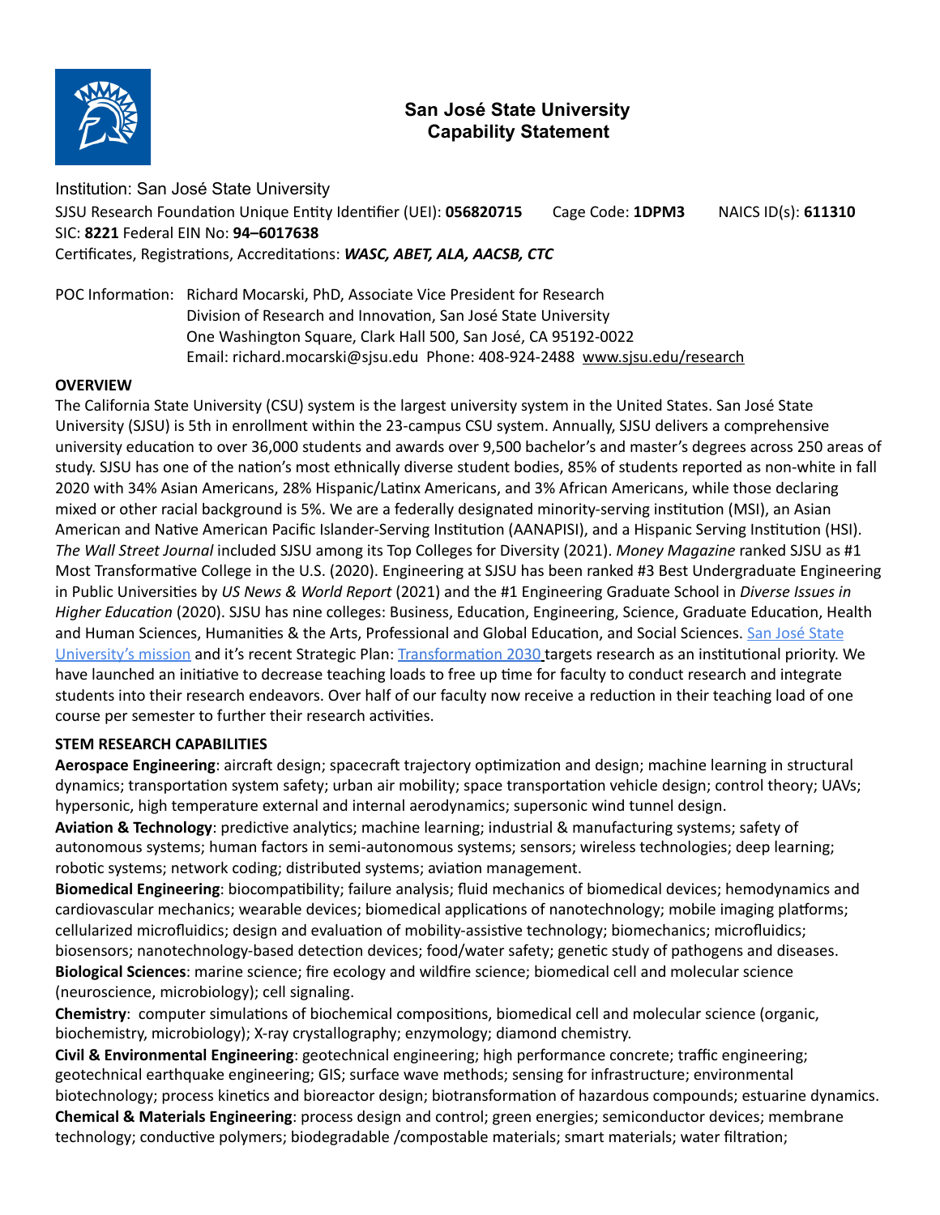# San José State University Capability Statement

Institution: San José State University

SJSU Research Foundation Unique Entity Identifier (UEI): **056820715** Cage Code: **1DPM3** NAICS ID(s): **611310**

SIC: **8221** Federal EIN No: **94–6017638**

Certificates, Registrations, Accreditations: ***WASC, ABET, ALA, AACSB, CTC***

POC Information: Richard Mocarski, PhD, Associate Vice President for Research
Division of Research and Innovation, San José State University
One Washington Square, Clark Hall 500, San José, CA 95192-0022
Email: richard.mocarski@sjsu.edu Phone: 408-924-2488 www.sjsu.edu/research

## OVERVIEW

The California State University (CSU) system is the largest university system in the United States. San José State University (SJSU) is 5th in enrollment within the 23-campus CSU system. Annually, SJSU delivers a comprehensive university education to over 36,000 students and awards over 9,500 bachelor's and master's degrees across 250 areas of study. SJSU has one of the nation's most ethnically diverse student bodies, 85% of students reported as non-white in fall 2020 with 34% Asian Americans, 28% Hispanic/Latinx Americans, and 3% African Americans, while those declaring mixed or other racial background is 5%. We are a federally designated minority-serving institution (MSI), an Asian American and Native American Pacific Islander-Serving Institution (AANAPISI), and a Hispanic Serving Institution (HSI). *The Wall Street Journal* included SJSU among its Top Colleges for Diversity (2021). *Money Magazine* ranked SJSU as #1 Most Transformative College in the U.S. (2020). Engineering at SJSU has been ranked #3 Best Undergraduate Engineering in Public Universities by *US News & World Report* (2021) and the #1 Engineering Graduate School in *Diverse Issues in Higher Education* (2020). SJSU has nine colleges: Business, Education, Engineering, Science, Graduate Education, Health and Human Sciences, Humanities & the Arts, Professional and Global Education, and Social Sciences. San José State University's mission and it's recent Strategic Plan: Transformation 2030 targets research as an institutional priority. We have launched an initiative to decrease teaching loads to free up time for faculty to conduct research and integrate students into their research endeavors. Over half of our faculty now receive a reduction in their teaching load of one course per semester to further their research activities.

## STEM RESEARCH CAPABILITIES

**Aerospace Engineering**: aircraft design; spacecraft trajectory optimization and design; machine learning in structural dynamics; transportation system safety; urban air mobility; space transportation vehicle design; control theory; UAVs; hypersonic, high temperature external and internal aerodynamics; supersonic wind tunnel design.

**Aviation & Technology**: predictive analytics; machine learning; industrial & manufacturing systems; safety of autonomous systems; human factors in semi-autonomous systems; sensors; wireless technologies; deep learning; robotic systems; network coding; distributed systems; aviation management.

**Biomedical Engineering**: biocompatibility; failure analysis; fluid mechanics of biomedical devices; hemodynamics and cardiovascular mechanics; wearable devices; biomedical applications of nanotechnology; mobile imaging platforms; cellularized microfluidics; design and evaluation of mobility-assistive technology; biomechanics; microfluidics; biosensors; nanotechnology-based detection devices; food/water safety; genetic study of pathogens and diseases.

**Biological Sciences**: marine science; fire ecology and wildfire science; biomedical cell and molecular science (neuroscience, microbiology); cell signaling.

**Chemistry**: computer simulations of biochemical compositions, biomedical cell and molecular science (organic, biochemistry, microbiology); X-ray crystallography; enzymology; diamond chemistry.

**Civil & Environmental Engineering**: geotechnical engineering; high performance concrete; traffic engineering; geotechnical earthquake engineering; GIS; surface wave methods; sensing for infrastructure; environmental biotechnology; process kinetics and bioreactor design; biotransformation of hazardous compounds; estuarine dynamics.

**Chemical & Materials Engineering**: process design and control; green energies; semiconductor devices; membrane technology; conductive polymers; biodegradable /compostable materials; smart materials; water filtration;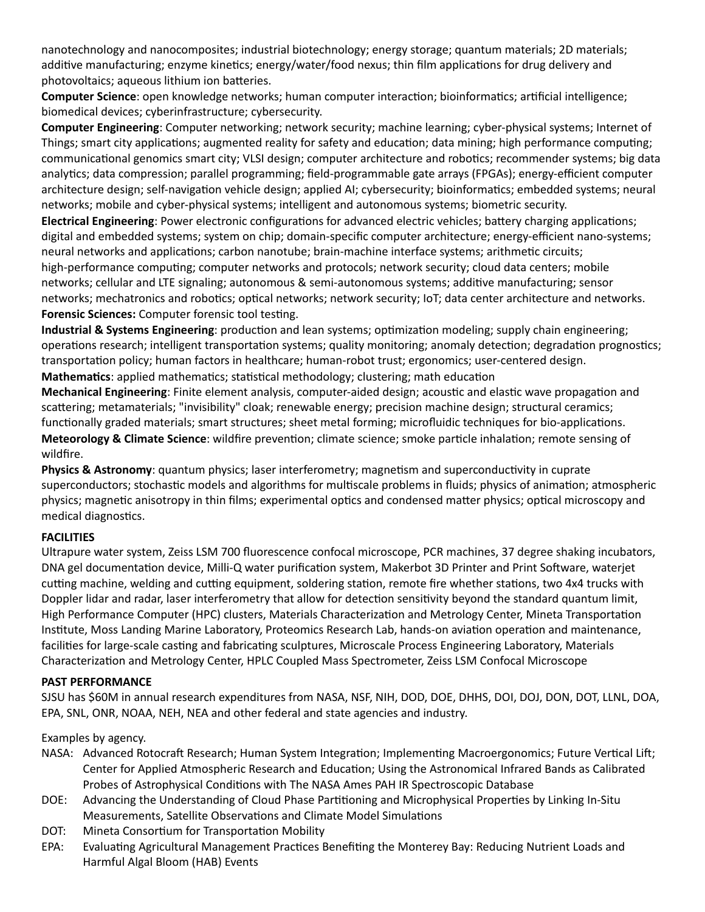nanotechnology and nanocomposites; industrial biotechnology; energy storage; quantum materials; 2D materials; additive manufacturing; enzyme kinetics; energy/water/food nexus; thin film applications for drug delivery and photovoltaics; aqueous lithium ion batteries.

**Computer Science**: open knowledge networks; human computer interaction; bioinformatics; artificial intelligence; biomedical devices; cyberinfrastructure; cybersecurity.

**Computer Engineering**: Computer networking; network security; machine learning; cyber-physical systems; Internet of Things; smart city applications; augmented reality for safety and education; data mining; high performance computing; communicational genomics smart city; VLSI design; computer architecture and robotics; recommender systems; big data analytics; data compression; parallel programming; field-programmable gate arrays (FPGAs); energy-efficient computer architecture design; self-navigation vehicle design; applied AI; cybersecurity; bioinformatics; embedded systems; neural networks; mobile and cyber-physical systems; intelligent and autonomous systems; biometric security.

**Electrical Engineering**: Power electronic configurations for advanced electric vehicles; battery charging applications; digital and embedded systems; system on chip; domain-specific computer architecture; energy-efficient nano-systems; neural networks and applications; carbon nanotube; brain-machine interface systems; arithmetic circuits; high-performance computing; computer networks and protocols; network security; cloud data centers; mobile networks; cellular and LTE signaling; autonomous & semi-autonomous systems; additive manufacturing; sensor networks; mechatronics and robotics; optical networks; network security; IoT; data center architecture and networks.

**Forensic Sciences:** Computer forensic tool testing.

**Industrial & Systems Engineering**: production and lean systems; optimization modeling; supply chain engineering; operations research; intelligent transportation systems; quality monitoring; anomaly detection; degradation prognostics; transportation policy; human factors in healthcare; human-robot trust; ergonomics; user-centered design.

**Mathematics**: applied mathematics; statistical methodology; clustering; math education

**Mechanical Engineering**: Finite element analysis, computer-aided design; acoustic and elastic wave propagation and scattering; metamaterials; "invisibility" cloak; renewable energy; precision machine design; structural ceramics; functionally graded materials; smart structures; sheet metal forming; microfluidic techniques for bio-applications.

**Meteorology & Climate Science**: wildfire prevention; climate science; smoke particle inhalation; remote sensing of wildfire.

**Physics & Astronomy**: quantum physics; laser interferometry; magnetism and superconductivity in cuprate superconductors; stochastic models and algorithms for multiscale problems in fluids; physics of animation; atmospheric physics; magnetic anisotropy in thin films; experimental optics and condensed matter physics; optical microscopy and medical diagnostics.

**FACILITIES**

Ultrapure water system, Zeiss LSM 700 fluorescence confocal microscope, PCR machines, 37 degree shaking incubators, DNA gel documentation device, Milli-Q water purification system, Makerbot 3D Printer and Print Software, waterjet cutting machine, welding and cutting equipment, soldering station, remote fire whether stations, two 4x4 trucks with Doppler lidar and radar, laser interferometry that allow for detection sensitivity beyond the standard quantum limit, High Performance Computer (HPC) clusters, Materials Characterization and Metrology Center, Mineta Transportation Institute, Moss Landing Marine Laboratory, Proteomics Research Lab, hands-on aviation operation and maintenance, facilities for large-scale casting and fabricating sculptures, Microscale Process Engineering Laboratory, Materials Characterization and Metrology Center, HPLC Coupled Mass Spectrometer, Zeiss LSM Confocal Microscope

**PAST PERFORMANCE**

SJSU has $60M in annual research expenditures from NASA, NSF, NIH, DOD, DOE, DHHS, DOI, DOJ, DON, DOT, LLNL, DOA, EPA, SNL, ONR, NOAA, NEH, NEA and other federal and state agencies and industry.

Examples by agency.

- NASA: Advanced Rotocraft Research; Human System Integration; Implementing Macroergonomics; Future Vertical Lift; Center for Applied Atmospheric Research and Education; Using the Astronomical Infrared Bands as Calibrated Probes of Astrophysical Conditions with The NASA Ames PAH IR Spectroscopic Database
- DOE: Advancing the Understanding of Cloud Phase Partitioning and Microphysical Properties by Linking In-Situ Measurements, Satellite Observations and Climate Model Simulations
- DOT: Mineta Consortium for Transportation Mobility
- EPA: Evaluating Agricultural Management Practices Benefiting the Monterey Bay: Reducing Nutrient Loads and Harmful Algal Bloom (HAB) Events